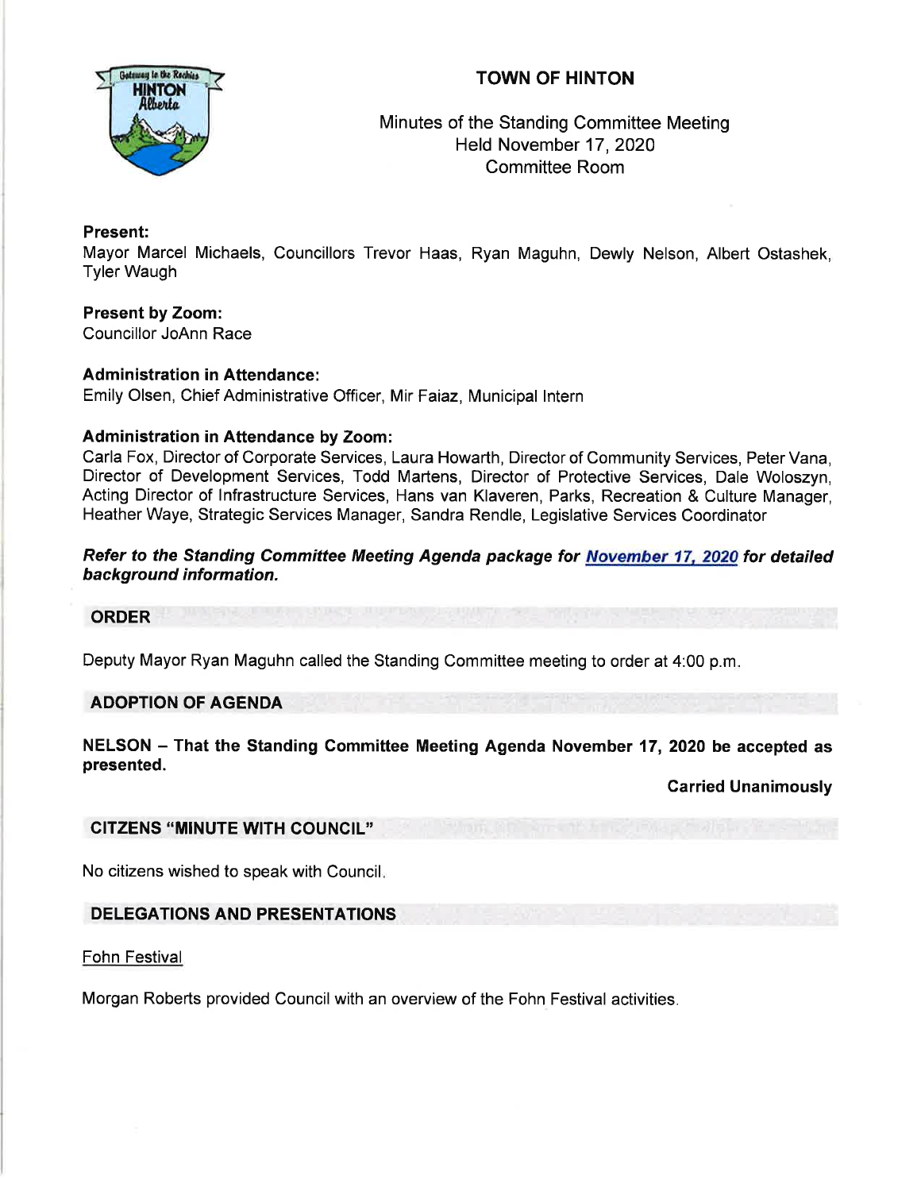# TOWN OF HINTON

Minutes of the Standing Committee Meeting
Held November 17, 2020
Committee Room

**Present:**
Mayor Marcel Michaels, Councillors Trevor Haas, Ryan Maguhn, Dewly Nelson, Albert Ostashek, Tyler Waugh

**Present by Zoom:**
Councillor JoAnn Race

**Administration in Attendance:**
Emily Olsen, Chief Administrative Officer, Mir Faiaz, Municipal Intern

**Administration in Attendance by Zoom:**
Carla Fox, Director of Corporate Services, Laura Howarth, Director of Community Services, Peter Vana, Director of Development Services, Todd Martens, Director of Protective Services, Dale Woloszyn, Acting Director of Infrastructure Services, Hans van Klaveren, Parks, Recreation & Culture Manager, Heather Waye, Strategic Services Manager, Sandra Rendle, Legislative Services Coordinator

***Refer to the Standing Committee Meeting Agenda package for November 17, 2020 for detailed background information.***

## ORDER

Deputy Mayor Ryan Maguhn called the Standing Committee meeting to order at 4:00 p.m.

## ADOPTION OF AGENDA

**NELSON – That the Standing Committee Meeting Agenda November 17, 2020 be accepted as presented.**

**Carried Unanimously**

## CITIZENS "MINUTE WITH COUNCIL"

No citizens wished to speak with Council.

## DELEGATIONS AND PRESENTATIONS

Fohn Festival

Morgan Roberts provided Council with an overview of the Fohn Festival activities.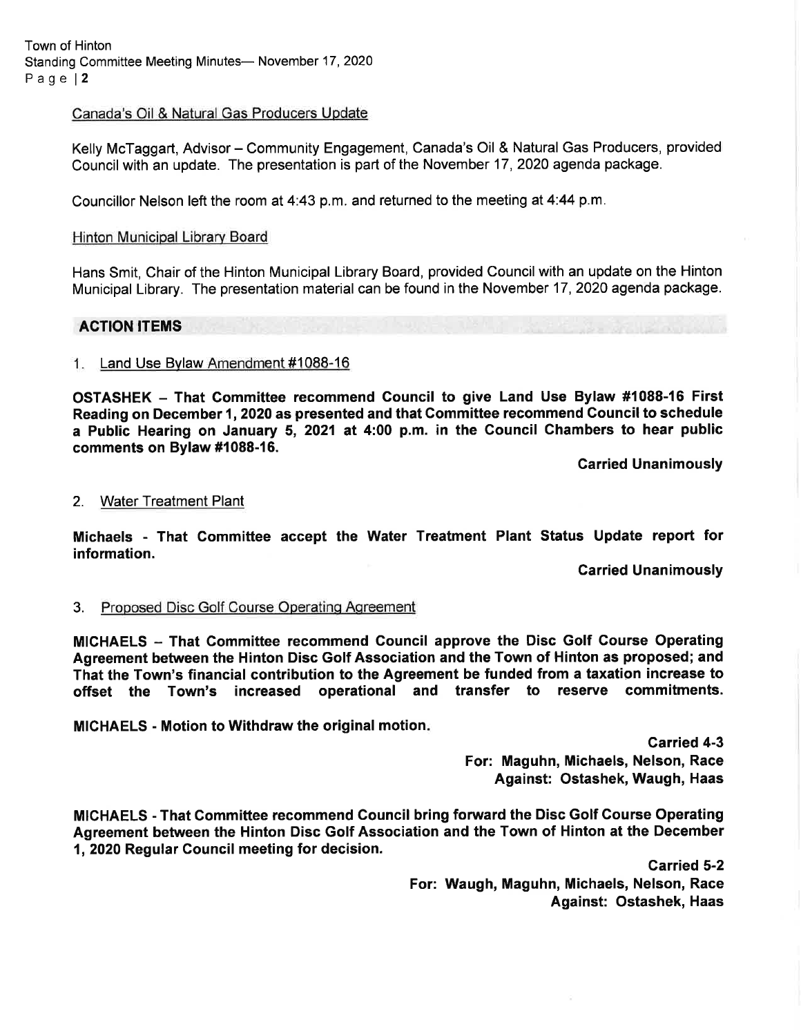Canada's Oil & Natural Gas Producers Update

Kelly McTaggart, Advisor – Community Engagement, Canada's Oil & Natural Gas Producers, provided Council with an update. The presentation is part of the November 17, 2020 agenda package.

Councillor Nelson left the room at 4:43 p.m. and returned to the meeting at 4:44 p.m.

Hinton Municipal Library Board

Hans Smit, Chair of the Hinton Municipal Library Board, provided Council with an update on the Hinton Municipal Library. The presentation material can be found in the November 17, 2020 agenda package.

## ACTION ITEMS

1. Land Use Bylaw Amendment #1088-16

**OSTASHEK – That Committee recommend Council to give Land Use Bylaw #1088-16 First Reading on December 1, 2020 as presented and that Committee recommend Council to schedule a Public Hearing on January 5, 2021 at 4:00 p.m. in the Council Chambers to hear public comments on Bylaw #1088-16.**

**Carried Unanimously**

2. Water Treatment Plant

**Michaels - That Committee accept the Water Treatment Plant Status Update report for information.**

**Carried Unanimously**

3. Proposed Disc Golf Course Operating Agreement

**MICHAELS – That Committee recommend Council approve the Disc Golf Course Operating Agreement between the Hinton Disc Golf Association and the Town of Hinton as proposed; and That the Town's financial contribution to the Agreement be funded from a taxation increase to offset the Town's increased operational and transfer to reserve commitments.**

**MICHAELS - Motion to Withdraw the original motion.**

**Carried 4-3**
**For: Maguhn, Michaels, Nelson, Race**
**Against: Ostashek, Waugh, Haas**

**MICHAELS - That Committee recommend Council bring forward the Disc Golf Course Operating Agreement between the Hinton Disc Golf Association and the Town of Hinton at the December 1, 2020 Regular Council meeting for decision.**

**Carried 5-2**
**For: Waugh, Maguhn, Michaels, Nelson, Race**
**Against: Ostashek, Haas**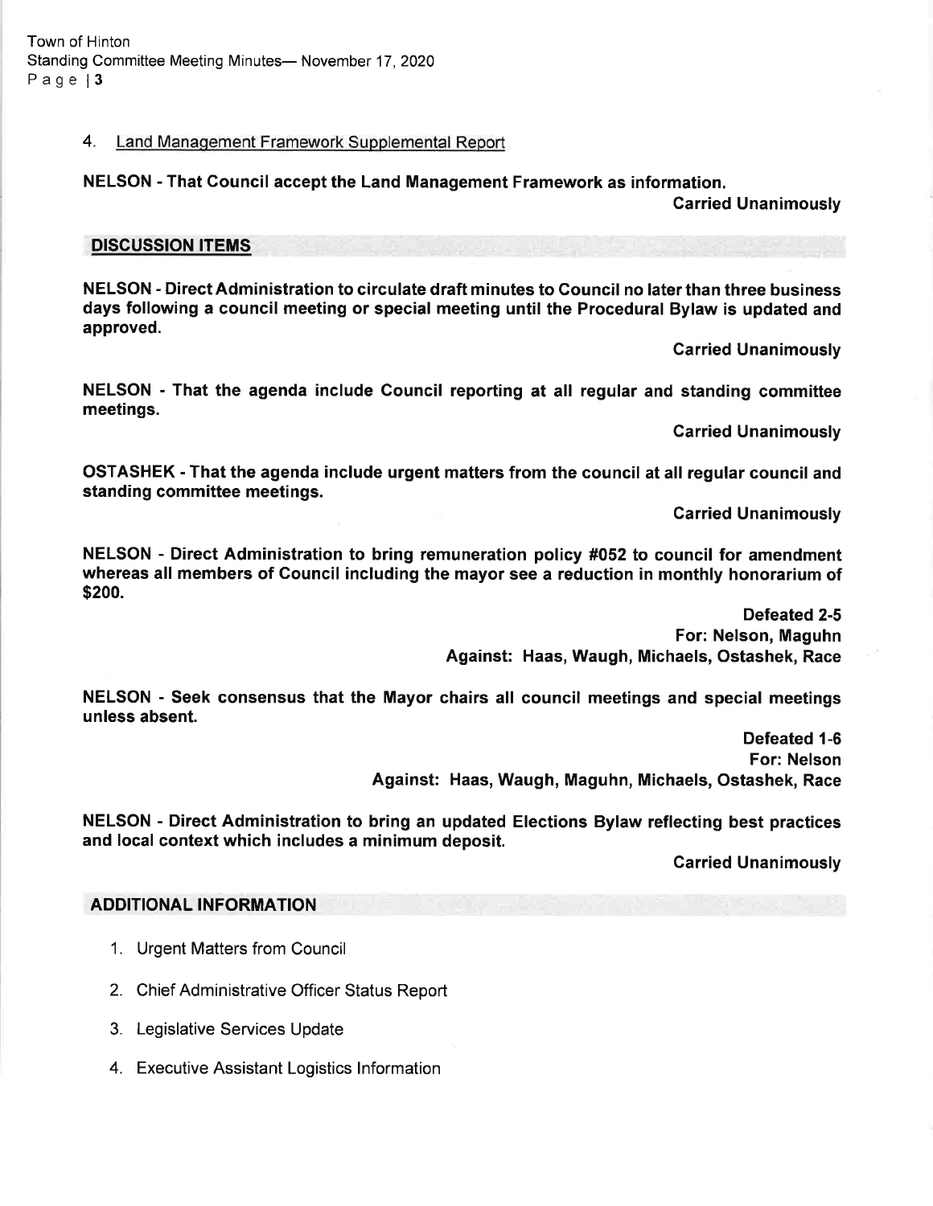4. Land Management Framework Supplemental Report

**NELSON - That Council accept the Land Management Framework as information.**

**Carried Unanimously**

## DISCUSSION ITEMS

**NELSON - Direct Administration to circulate draft minutes to Council no later than three business days following a council meeting or special meeting until the Procedural Bylaw is updated and approved.**

**Carried Unanimously**

**NELSON - That the agenda include Council reporting at all regular and standing committee meetings.**

**Carried Unanimously**

**OSTASHEK - That the agenda include urgent matters from the council at all regular council and standing committee meetings.**

**Carried Unanimously**

**NELSON - Direct Administration to bring remuneration policy #052 to council for amendment whereas all members of Council including the mayor see a reduction in monthly honorarium of $200.**

**Defeated 2-5**
**For: Nelson, Maguhn**
**Against: Haas, Waugh, Michaels, Ostashek, Race**

**NELSON - Seek consensus that the Mayor chairs all council meetings and special meetings unless absent.**

**Defeated 1-6**
**For: Nelson**
**Against: Haas, Waugh, Maguhn, Michaels, Ostashek, Race**

**NELSON - Direct Administration to bring an updated Elections Bylaw reflecting best practices and local context which includes a minimum deposit.**

**Carried Unanimously**

## ADDITIONAL INFORMATION

1. Urgent Matters from Council
2. Chief Administrative Officer Status Report
3. Legislative Services Update
4. Executive Assistant Logistics Information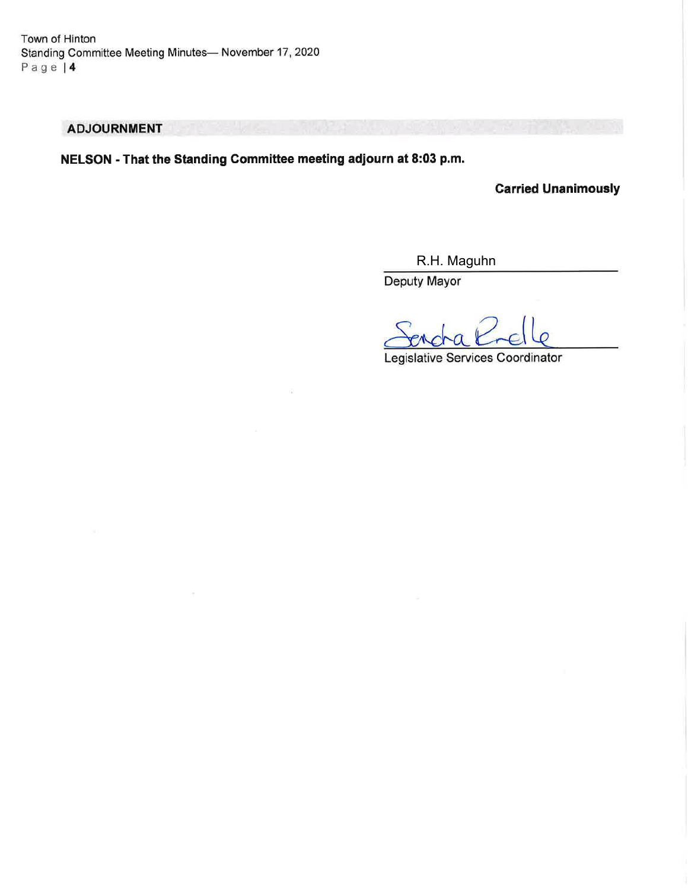## ADJOURNMENT

**NELSON - That the Standing Committee meeting adjourn at 8:03 p.m.**

**Carried Unanimously**

R.H. Maguhn
Deputy Mayor

Sandra Prelle
Legislative Services Coordinator